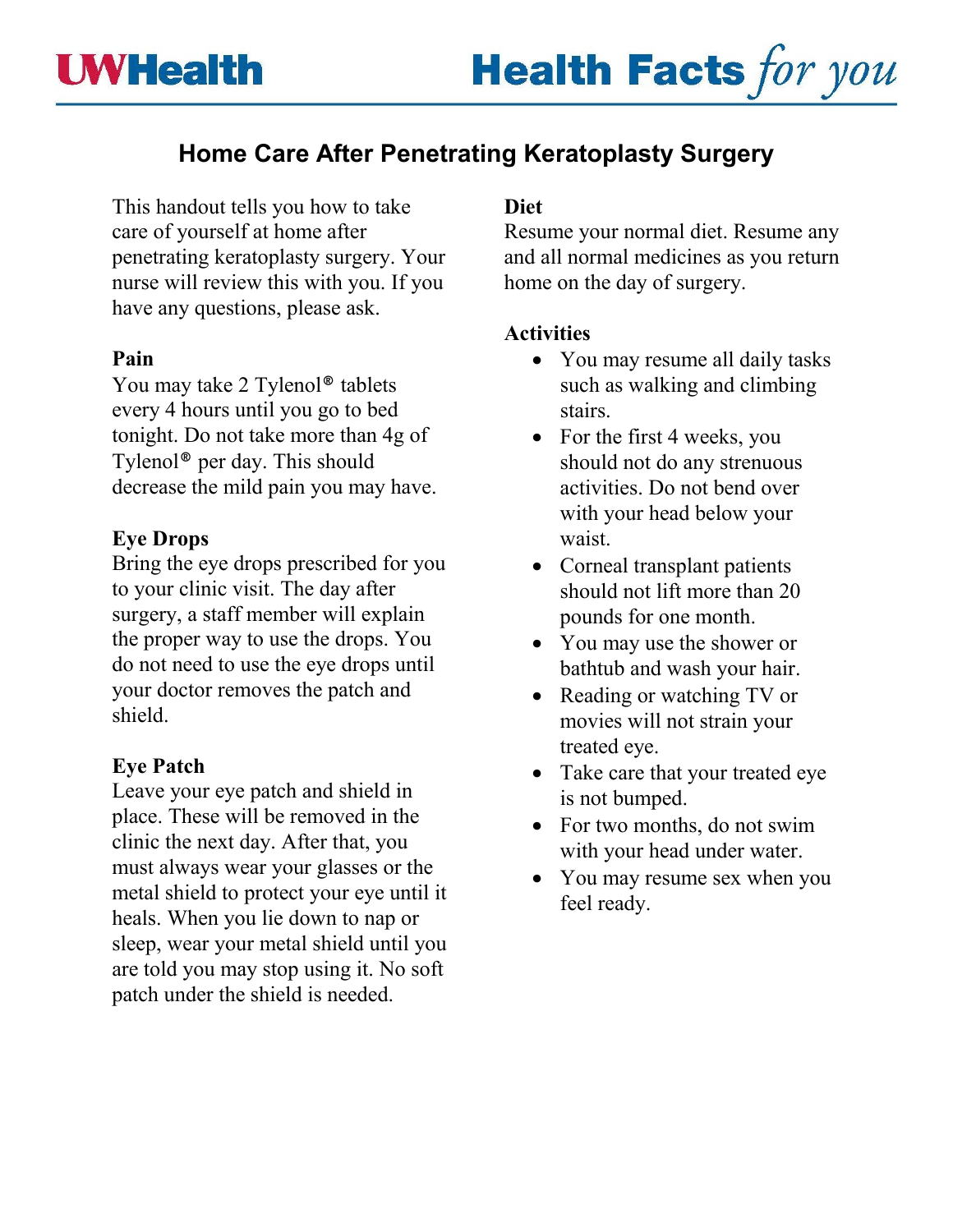# Home Care After Penetrating Keratoplasty Surgery

This handout tells you how to take care of yourself at home after penetrating keratoplasty surgery. Your nurse will review this with you. If you have any questions, please ask.

## Pain

You may take 2 Tylenol® tablets every 4 hours until you go to bed tonight. Do not take more than 4g of Tylenol® per day. This should decrease the mild pain you may have.

## Eye Drops

Bring the eye drops prescribed for you to your clinic visit. The day after surgery, a staff member will explain the proper way to use the drops. You do not need to use the eye drops until your doctor removes the patch and shield.

## Eye Patch

Leave your eye patch and shield in place. These will be removed in the clinic the next day. After that, you must always wear your glasses or the metal shield to protect your eye until it heals. When you lie down to nap or sleep, wear your metal shield until you are told you may stop using it. No soft patch under the shield is needed.

## Diet

Resume your normal diet. Resume any and all normal medicines as you return home on the day of surgery.

## Activities

- You may resume all daily tasks such as walking and climbing stairs.
- For the first 4 weeks, you should not do any strenuous activities. Do not bend over with your head below your waist.
- Corneal transplant patients should not lift more than 20 pounds for one month.
- You may use the shower or bathtub and wash your hair.
- Reading or watching TV or movies will not strain your treated eye.
- Take care that your treated eye is not bumped.
- For two months, do not swim with your head under water.
- You may resume sex when you feel ready.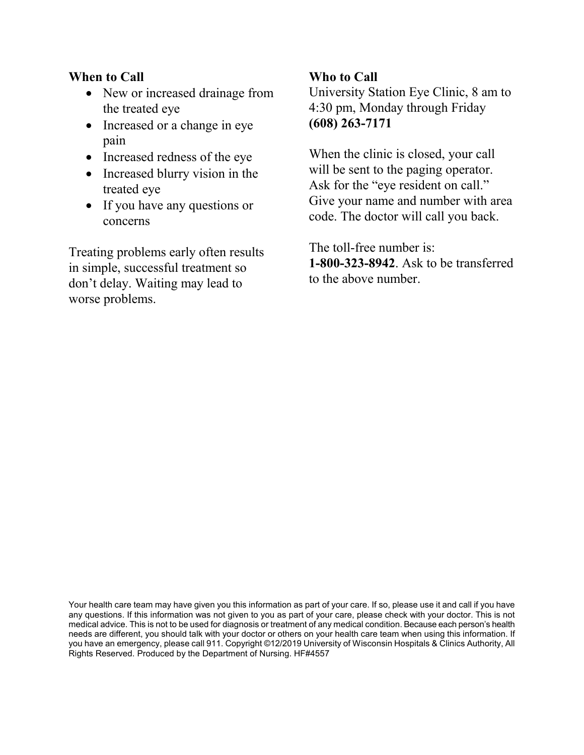**When to Call**

- New or increased drainage from the treated eye
- Increased or a change in eye pain
- Increased redness of the eye
- Increased blurry vision in the treated eye
- If you have any questions or concerns

Treating problems early often results in simple, successful treatment so don't delay. Waiting may lead to worse problems.

**Who to Call**

University Station Eye Clinic, 8 am to 4:30 pm, Monday through Friday
**(608) 263-7171**

When the clinic is closed, your call will be sent to the paging operator. Ask for the "eye resident on call." Give your name and number with area code. The doctor will call you back.

The toll-free number is:
**1-800-323-8942**. Ask to be transferred to the above number.

Your health care team may have given you this information as part of your care. If so, please use it and call if you have any questions. If this information was not given to you as part of your care, please check with your doctor. This is not medical advice. This is not to be used for diagnosis or treatment of any medical condition. Because each person's health needs are different, you should talk with your doctor or others on your health care team when using this information. If you have an emergency, please call 911. Copyright ©12/2019 University of Wisconsin Hospitals & Clinics Authority, All Rights Reserved. Produced by the Department of Nursing. HF#4557